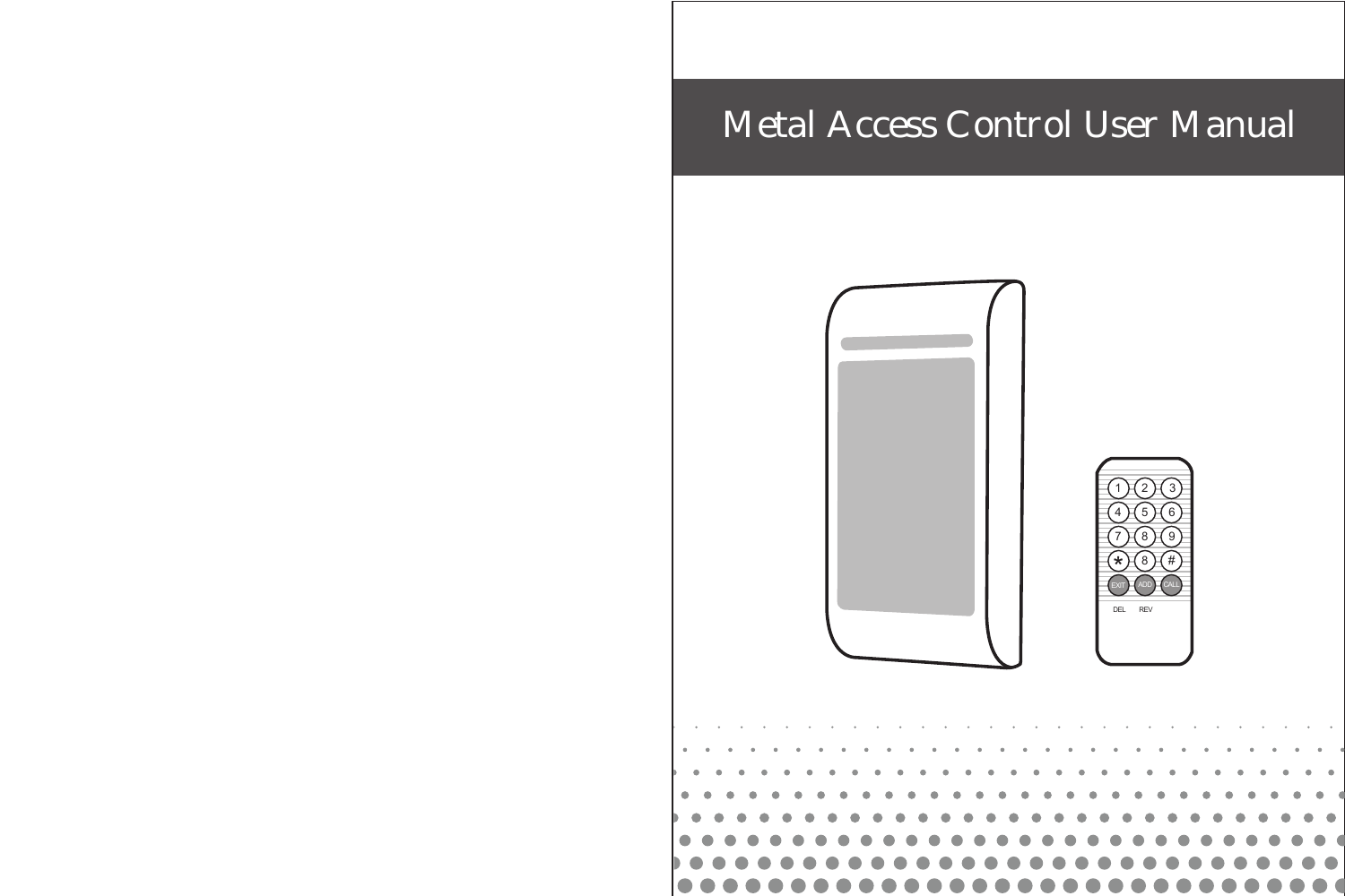# Metal Access Control User Manual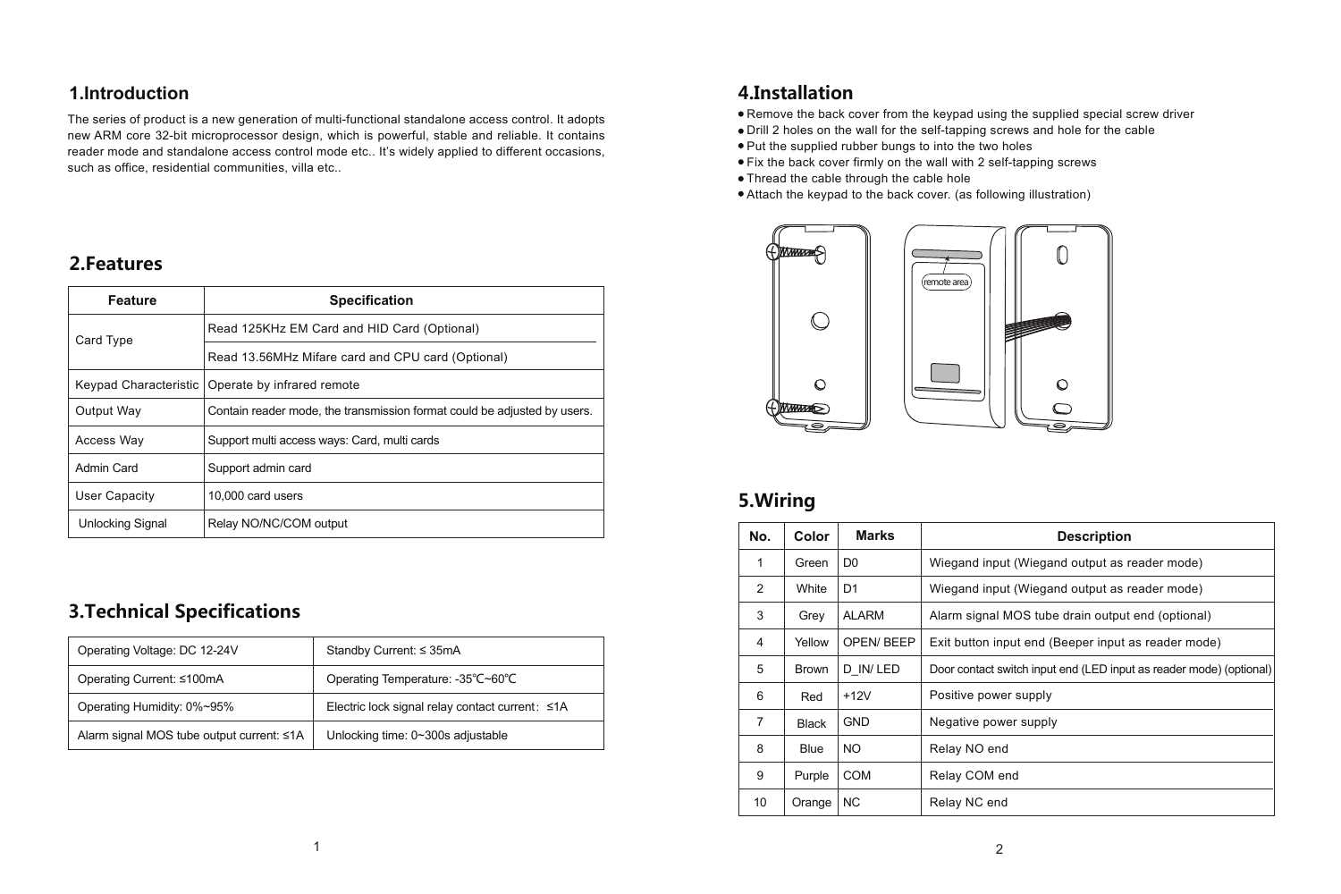## 1.Introduction

The series of product is a new generation of multi-functional standalone access control. It adopts new ARM core 32-bit microprocessor design, which is powerful, stable and reliable. It contains reader mode and standalone access control mode etc.. It's widely applied to different occasions, such as office, residential communities, villa etc..

## 2.Features

| Feature | Specification |
|---|---|
| Card Type | Read 125KHz EM Card and HID Card (Optional) |
| | Read 13.56MHz Mifare card and CPU card (Optional) |
| Keypad Characteristic | Operate by infrared remote |
| Output Way | Contain reader mode, the transmission format could be adjusted by users. |
| Access Way | Support multi access ways: Card, multi cards |
| Admin Card | Support admin card |
| User Capacity | 10,000 card users |
| Unlocking Signal | Relay NO/NC/COM output |

## 3.Technical Specifications

| | |
|---|---|
| Operating Voltage: DC 12-24V | Standby Current: ≤ 35mA |
| Operating Current: ≤100mA | Operating Temperature: -35℃~60℃ |
| Operating Humidity: 0%~95% | Electric lock signal relay contact current：≤1A |
| Alarm signal MOS tube output current: ≤1A | Unlocking time: 0~300s adjustable |

## 4.Installation

- Remove the back cover from the keypad using the supplied special screw driver
- Drill 2 holes on the wall for the self-tapping screws and hole for the cable
- Put the supplied rubber bungs to into the two holes
- Fix the back cover firmly on the wall with 2 self-tapping screws
- Thread the cable through the cable hole
- Attach the keypad to the back cover. (as following illustration)

remote area

## 5.Wiring

| No. | Color | Marks | Description |
|---|---|---|---|
| 1 | Green | D0 | Wiegand input (Wiegand output as reader mode) |
| 2 | White | D1 | Wiegand input (Wiegand output as reader mode) |
| 3 | Grey | ALARM | Alarm signal MOS tube drain output end (optional) |
| 4 | Yellow | OPEN/ BEEP | Exit button input end (Beeper input as reader mode) |
| 5 | Brown | D_IN/ LED | Door contact switch input end (LED input as reader mode) (optional) |
| 6 | Red | +12V | Positive power supply |
| 7 | Black | GND | Negative power supply |
| 8 | Blue | NO | Relay NO end |
| 9 | Purple | COM | Relay COM end |
| 10 | Orange | NC | Relay NC end |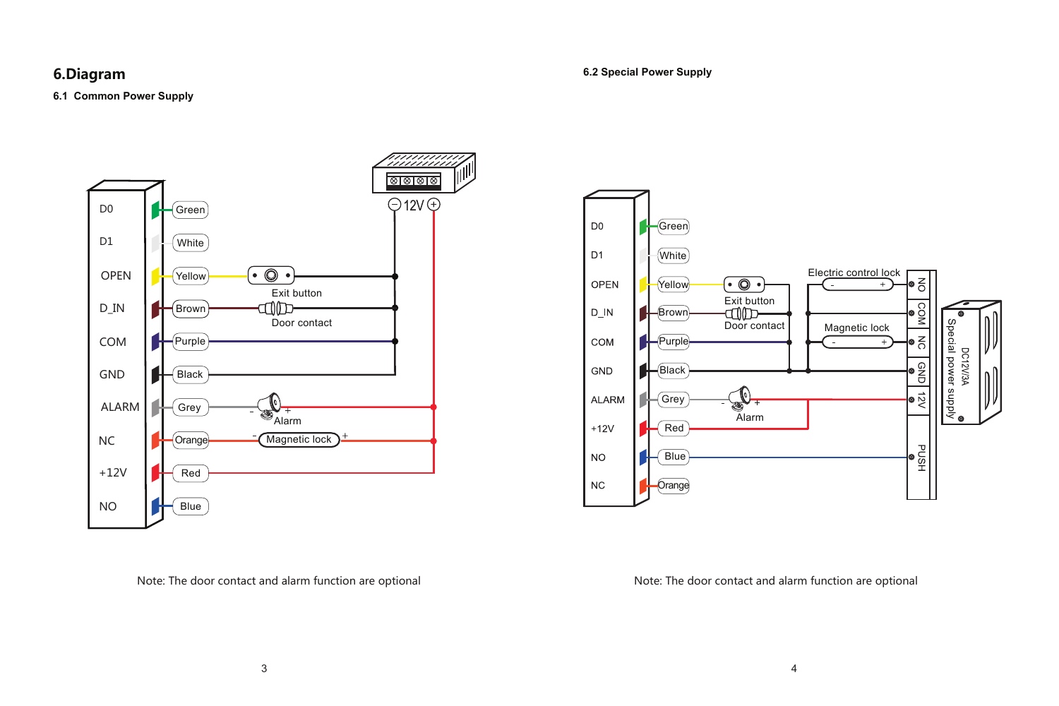# 6.Diagram

## 6.1 Common Power Supply

Note: The door contact and alarm function are optional

## 6.2 Special Power Supply

Note: The door contact and alarm function are optional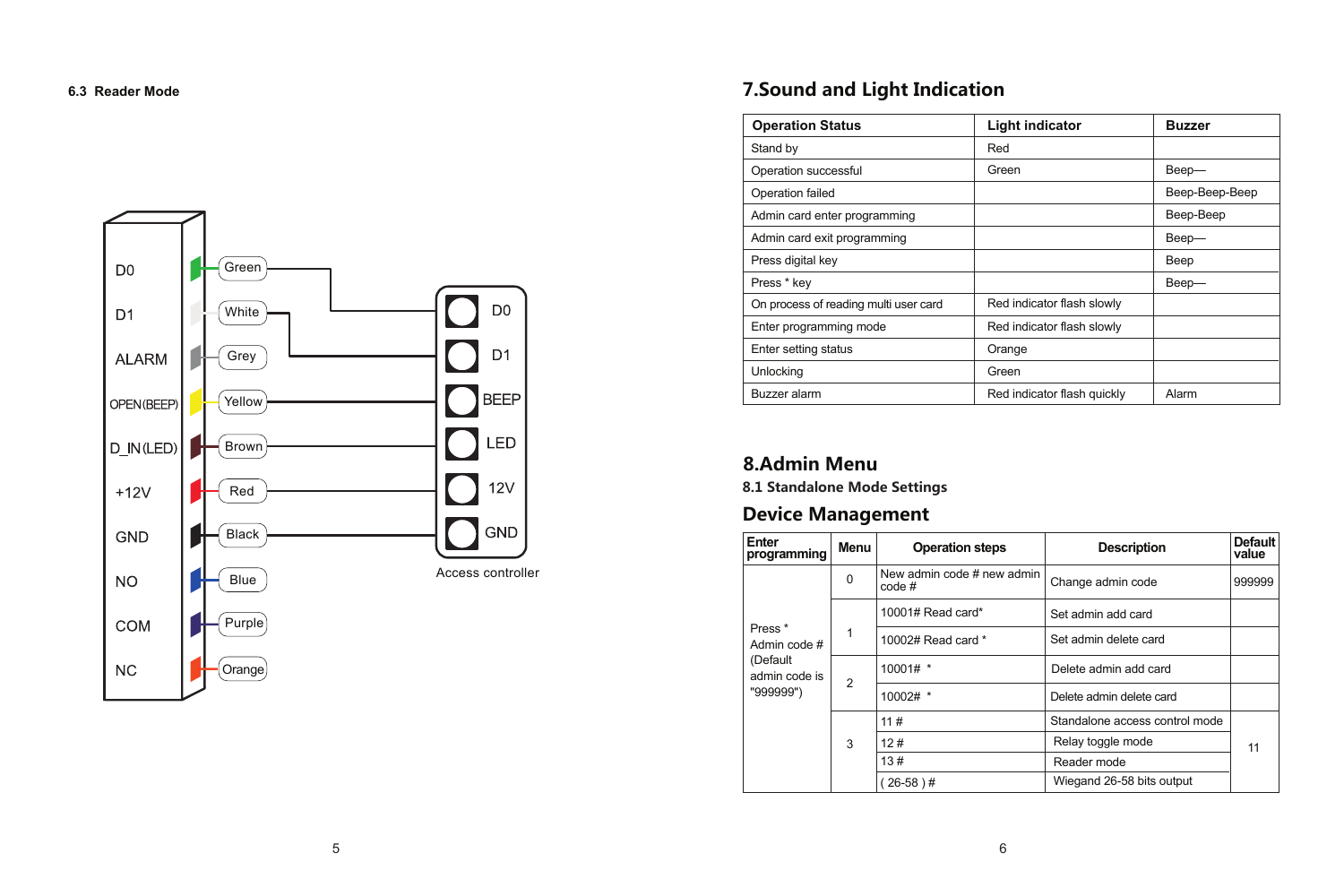### 6.3 Reader Mode

| Wire label | Wire color | Access controller terminal |
|---|---|---|
| D0 | Green | D0 |
| D1 | White | D1 |
| ALARM | Grey | |
| OPEN(BEEP) | Yellow | BEEP |
| D_IN(LED) | Brown | LED |
| +12V | Red | 12V |
| GND | Black | GND |
| NO | Blue | |
| COM | Purple | |
| NC | Orange | |

Access controller

## 7.Sound and Light Indication

| Operation Status | Light indicator | Buzzer |
|---|---|---|
| Stand by | Red | |
| Operation successful | Green | Beep— |
| Operation failed | | Beep-Beep-Beep |
| Admin card enter programming | | Beep-Beep |
| Admin card exit programming | | Beep— |
| Press digital key | | Beep |
| Press * key | | Beep— |
| On process of reading multi user card | Red indicator flash slowly | |
| Enter programming mode | Red indicator flash slowly | |
| Enter setting status | Orange | |
| Unlocking | Green | |
| Buzzer alarm | Red indicator flash quickly | Alarm |

## 8.Admin Menu

### 8.1 Standalone Mode Settings

## Device Management

| Enter programming | Menu | Operation steps | Description | Default value |
|---|---|---|---|---|
| Press * Admin code # (Default admin code is "999999") | 0 | New admin code # new admin code # | Change admin code | 999999 |
| | 1 | 10001# Read card* | Set admin add card | |
| | | 10002# Read card * | Set admin delete card | |
| | 2 | 10001# * | Delete admin add card | |
| | | 10002# * | Delete admin delete card | |
| | 3 | 11 # | Standalone access control mode | 11 |
| | | 12 # | Relay toggle mode | |
| | | 13 # | Reader mode | |
| | | ( 26-58 ) # | Wiegand 26-58 bits output | |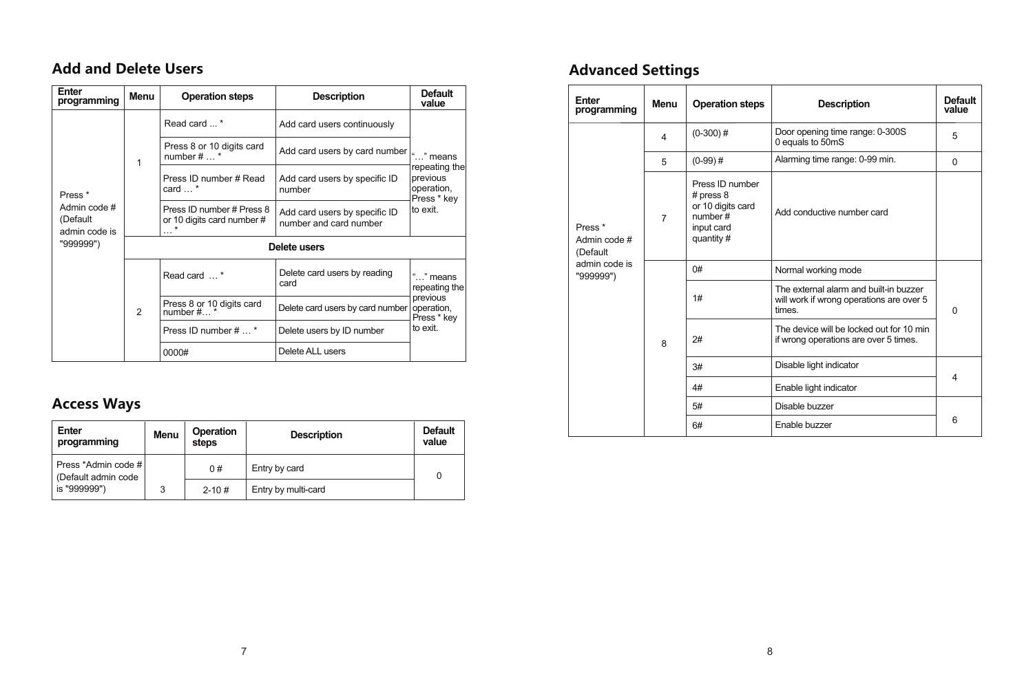## Add and Delete Users

| Enter programming | Menu | Operation steps | Description | Default value |
|---|---|---|---|---|
| Press * Admin code # (Default admin code is "999999") | 1 | Read card ... * | Add card users continuously | "…" means repeating the previous operation, Press * key to exit. |
| | | Press 8 or 10 digits card number # … * | Add card users by card number | |
| | | Press ID number # Read card … * | Add card users by specific ID number | |
| | | Press ID number # Press 8 or 10 digits card number # … * | Add card users by specific ID number and card number | |
| | Delete users | | | |
| | 2 | Read card … * | Delete card users by reading card | "…" means repeating the previous operation, Press * key to exit. |
| | | Press 8 or 10 digits card number #… * | Delete card users by card number | |
| | | Press ID number # … * | Delete users by ID number | |
| | | 0000# | Delete ALL users | |

## Access Ways

| Enter programming | Menu | Operation steps | Description | Default value |
|---|---|---|---|---|
| Press *Admin code # (Default admin code is "999999") | 3 | 0 # | Entry by card | 0 |
| | | 2-10 # | Entry by multi-card | |

## Advanced Settings

| Enter programming | Menu | Operation steps | Description | Default value |
|---|---|---|---|---|
| Press * Admin code # (Default admin code is "999999") | 4 | (0-300) # | Door opening time range: 0-300S 0 equals to 50mS | 5 |
| | 5 | (0-99) # | Alarming time range: 0-99 min. | 0 |
| | 7 | Press ID number # press 8 or 10 digits card number # input card quantity # | Add conductive number card | |
| | 8 | 0# | Normal working mode | 0 |
| | | 1# | The external alarm and built-in buzzer will work if wrong operations are over 5 times. | |
| | | 2# | The device will be locked out for 10 min if wrong operations are over 5 times. | |
| | | 3# | Disable light indicator | 4 |
| | | 4# | Enable light indicator | |
| | | 5# | Disable buzzer | 6 |
| | | 6# | Enable buzzer | |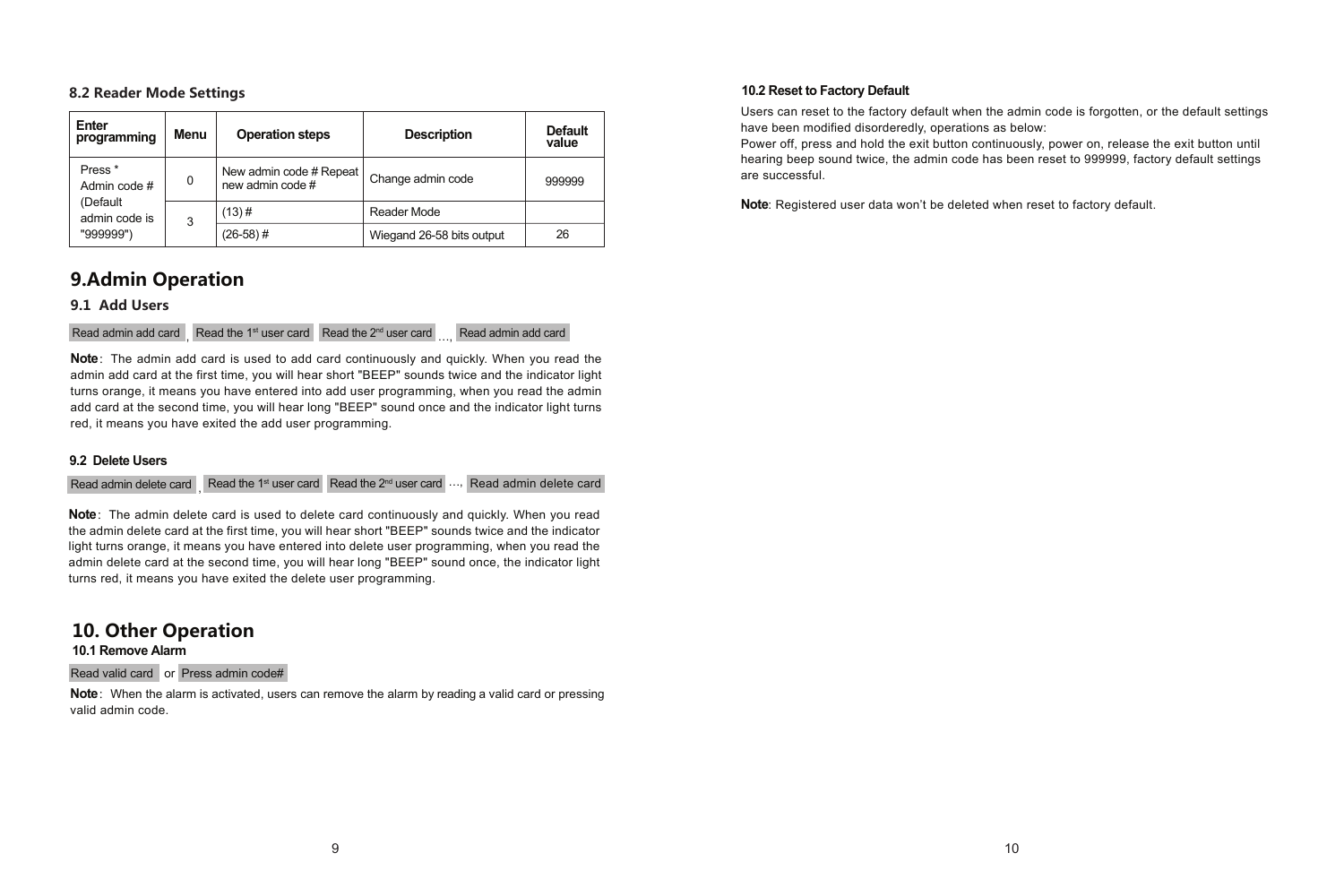### 8.2 Reader Mode Settings

| Enter programming | Menu | Operation steps | Description | Default value |
|---|---|---|---|---|
| Press * Admin code # (Default admin code is "999999") | 0 | New admin code # Repeat new admin code # | Change admin code | 999999 |
| | 3 | (13) # | Reader Mode | |
| | | (26-58) # | Wiegand 26-58 bits output | 26 |

# 9.Admin Operation

## 9.1 Add Users

Read admin add card , Read the 1st user card Read the 2nd user card …, Read admin add card

**Note**: The admin add card is used to add card continuously and quickly. When you read the admin add card at the first time, you will hear short "BEEP" sounds twice and the indicator light turns orange, it means you have entered into add user programming, when you read the admin add card at the second time, you will hear long "BEEP" sound once and the indicator light turns red, it means you have exited the add user programming.

### 9.2 Delete Users

Read admin delete card , Read the 1st user card Read the 2nd user card …, Read admin delete card

**Note**: The admin delete card is used to delete card continuously and quickly. When you read the admin delete card at the first time, you will hear short "BEEP" sounds twice and the indicator light turns orange, it means you have entered into delete user programming, when you read the admin delete card at the second time, you will hear long "BEEP" sound once, the indicator light turns red, it means you have exited the delete user programming.

# 10. Other Operation

### 10.1 Remove Alarm

Read valid card or Press admin code#

**Note**: When the alarm is activated, users can remove the alarm by reading a valid card or pressing valid admin code.

### 10.2 Reset to Factory Default

Users can reset to the factory default when the admin code is forgotten, or the default settings have been modified disorderedly, operations as below:
Power off, press and hold the exit button continuously, power on, release the exit button until hearing beep sound twice, the admin code has been reset to 999999, factory default settings are successful.

**Note**: Registered user data won't be deleted when reset to factory default.